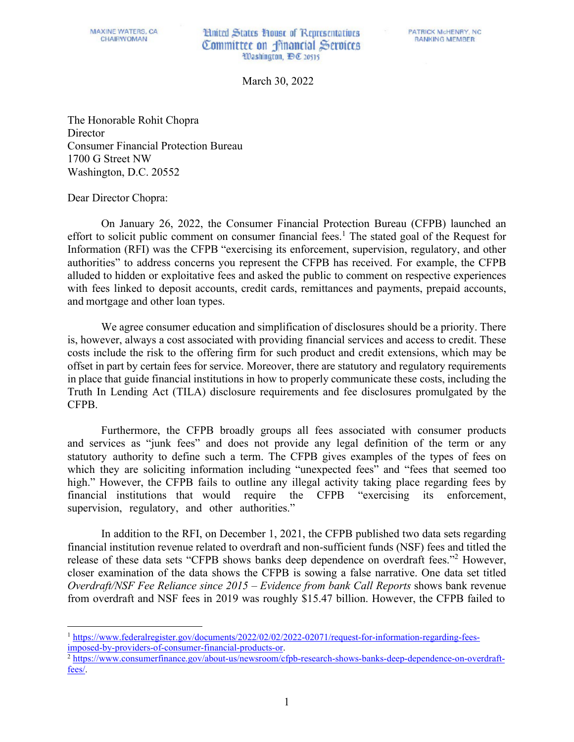MAXINE WATERS, CA
CHAIRWOMAN

United States House of Representatives
Committee on Financial Services
Washington, DC 20515

PATRICK McHENRY, NC
RANKING MEMBER

March 30, 2022

The Honorable Rohit Chopra
Director
Consumer Financial Protection Bureau
1700 G Street NW
Washington, D.C. 20552

Dear Director Chopra:

On January 26, 2022, the Consumer Financial Protection Bureau (CFPB) launched an effort to solicit public comment on consumer financial fees.[1] The stated goal of the Request for Information (RFI) was the CFPB "exercising its enforcement, supervision, regulatory, and other authorities" to address concerns you represent the CFPB has received. For example, the CFPB alluded to hidden or exploitative fees and asked the public to comment on respective experiences with fees linked to deposit accounts, credit cards, remittances and payments, prepaid accounts, and mortgage and other loan types.

We agree consumer education and simplification of disclosures should be a priority. There is, however, always a cost associated with providing financial services and access to credit. These costs include the risk to the offering firm for such product and credit extensions, which may be offset in part by certain fees for service. Moreover, there are statutory and regulatory requirements in place that guide financial institutions in how to properly communicate these costs, including the Truth In Lending Act (TILA) disclosure requirements and fee disclosures promulgated by the CFPB.

Furthermore, the CFPB broadly groups all fees associated with consumer products and services as "junk fees" and does not provide any legal definition of the term or any statutory authority to define such a term. The CFPB gives examples of the types of fees on which they are soliciting information including "unexpected fees" and "fees that seemed too high." However, the CFPB fails to outline any illegal activity taking place regarding fees by financial institutions that would require the CFPB "exercising its enforcement, supervision, regulatory, and other authorities."

In addition to the RFI, on December 1, 2021, the CFPB published two data sets regarding financial institution revenue related to overdraft and non-sufficient funds (NSF) fees and titled the release of these data sets "CFPB shows banks deep dependence on overdraft fees."[2] However, closer examination of the data shows the CFPB is sowing a false narrative. One data set titled *Overdraft/NSF Fee Reliance since 2015 – Evidence from bank Call Reports* shows bank revenue from overdraft and NSF fees in 2019 was roughly $15.47 billion. However, the CFPB failed to

---

[1] https://www.federalregister.gov/documents/2022/02/02/2022-02071/request-for-information-regarding-fees-imposed-by-providers-of-consumer-financial-products-or.

[2] https://www.consumerfinance.gov/about-us/newsroom/cfpb-research-shows-banks-deep-dependence-on-overdraft-fees/.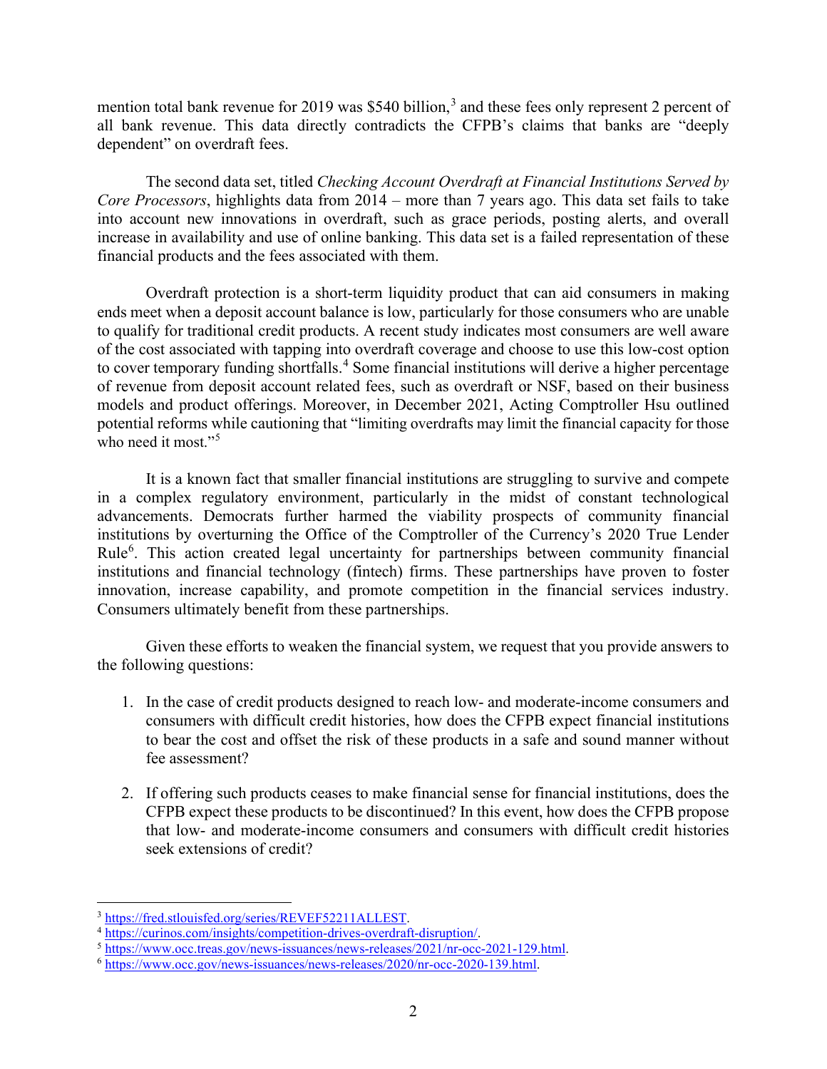mention total bank revenue for 2019 was $540 billion,[3] and these fees only represent 2 percent of all bank revenue. This data directly contradicts the CFPB's claims that banks are "deeply dependent" on overdraft fees.

The second data set, titled *Checking Account Overdraft at Financial Institutions Served by Core Processors*, highlights data from 2014 – more than 7 years ago. This data set fails to take into account new innovations in overdraft, such as grace periods, posting alerts, and overall increase in availability and use of online banking. This data set is a failed representation of these financial products and the fees associated with them.

Overdraft protection is a short-term liquidity product that can aid consumers in making ends meet when a deposit account balance is low, particularly for those consumers who are unable to qualify for traditional credit products. A recent study indicates most consumers are well aware of the cost associated with tapping into overdraft coverage and choose to use this low-cost option to cover temporary funding shortfalls.[4] Some financial institutions will derive a higher percentage of revenue from deposit account related fees, such as overdraft or NSF, based on their business models and product offerings. Moreover, in December 2021, Acting Comptroller Hsu outlined potential reforms while cautioning that "limiting overdrafts may limit the financial capacity for those who need it most."[5]

It is a known fact that smaller financial institutions are struggling to survive and compete in a complex regulatory environment, particularly in the midst of constant technological advancements. Democrats further harmed the viability prospects of community financial institutions by overturning the Office of the Comptroller of the Currency's 2020 True Lender Rule[6]. This action created legal uncertainty for partnerships between community financial institutions and financial technology (fintech) firms. These partnerships have proven to foster innovation, increase capability, and promote competition in the financial services industry. Consumers ultimately benefit from these partnerships.

Given these efforts to weaken the financial system, we request that you provide answers to the following questions:

1. In the case of credit products designed to reach low- and moderate-income consumers and consumers with difficult credit histories, how does the CFPB expect financial institutions to bear the cost and offset the risk of these products in a safe and sound manner without fee assessment?

2. If offering such products ceases to make financial sense for financial institutions, does the CFPB expect these products to be discontinued? In this event, how does the CFPB propose that low- and moderate-income consumers and consumers with difficult credit histories seek extensions of credit?

---

[3] https://fred.stlouisfed.org/series/REVEF52211ALLEST.

[4] https://curinos.com/insights/competition-drives-overdraft-disruption/.

[5] https://www.occ.treas.gov/news-issuances/news-releases/2021/nr-occ-2021-129.html.

[6] https://www.occ.gov/news-issuances/news-releases/2020/nr-occ-2020-139.html.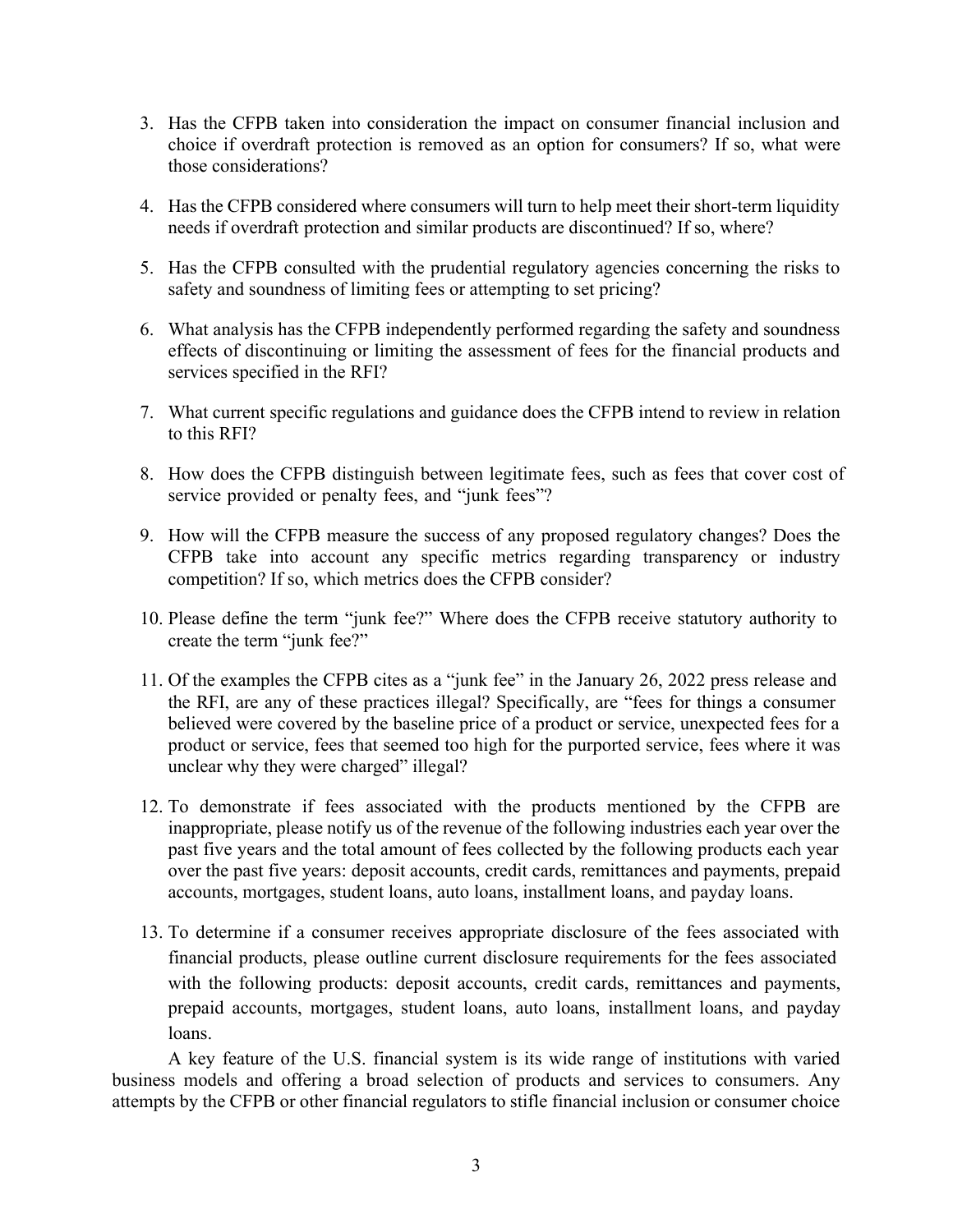3. Has the CFPB taken into consideration the impact on consumer financial inclusion and choice if overdraft protection is removed as an option for consumers? If so, what were those considerations?

4. Has the CFPB considered where consumers will turn to help meet their short-term liquidity needs if overdraft protection and similar products are discontinued? If so, where?

5. Has the CFPB consulted with the prudential regulatory agencies concerning the risks to safety and soundness of limiting fees or attempting to set pricing?

6. What analysis has the CFPB independently performed regarding the safety and soundness effects of discontinuing or limiting the assessment of fees for the financial products and services specified in the RFI?

7. What current specific regulations and guidance does the CFPB intend to review in relation to this RFI?

8. How does the CFPB distinguish between legitimate fees, such as fees that cover cost of service provided or penalty fees, and "junk fees"?

9. How will the CFPB measure the success of any proposed regulatory changes? Does the CFPB take into account any specific metrics regarding transparency or industry competition? If so, which metrics does the CFPB consider?

10. Please define the term "junk fee?" Where does the CFPB receive statutory authority to create the term "junk fee?"

11. Of the examples the CFPB cites as a "junk fee" in the January 26, 2022 press release and the RFI, are any of these practices illegal? Specifically, are "fees for things a consumer believed were covered by the baseline price of a product or service, unexpected fees for a product or service, fees that seemed too high for the purported service, fees where it was unclear why they were charged" illegal?

12. To demonstrate if fees associated with the products mentioned by the CFPB are inappropriate, please notify us of the revenue of the following industries each year over the past five years and the total amount of fees collected by the following products each year over the past five years: deposit accounts, credit cards, remittances and payments, prepaid accounts, mortgages, student loans, auto loans, installment loans, and payday loans.

13. To determine if a consumer receives appropriate disclosure of the fees associated with financial products, please outline current disclosure requirements for the fees associated with the following products: deposit accounts, credit cards, remittances and payments, prepaid accounts, mortgages, student loans, auto loans, installment loans, and payday loans.

A key feature of the U.S. financial system is its wide range of institutions with varied business models and offering a broad selection of products and services to consumers. Any attempts by the CFPB or other financial regulators to stifle financial inclusion or consumer choice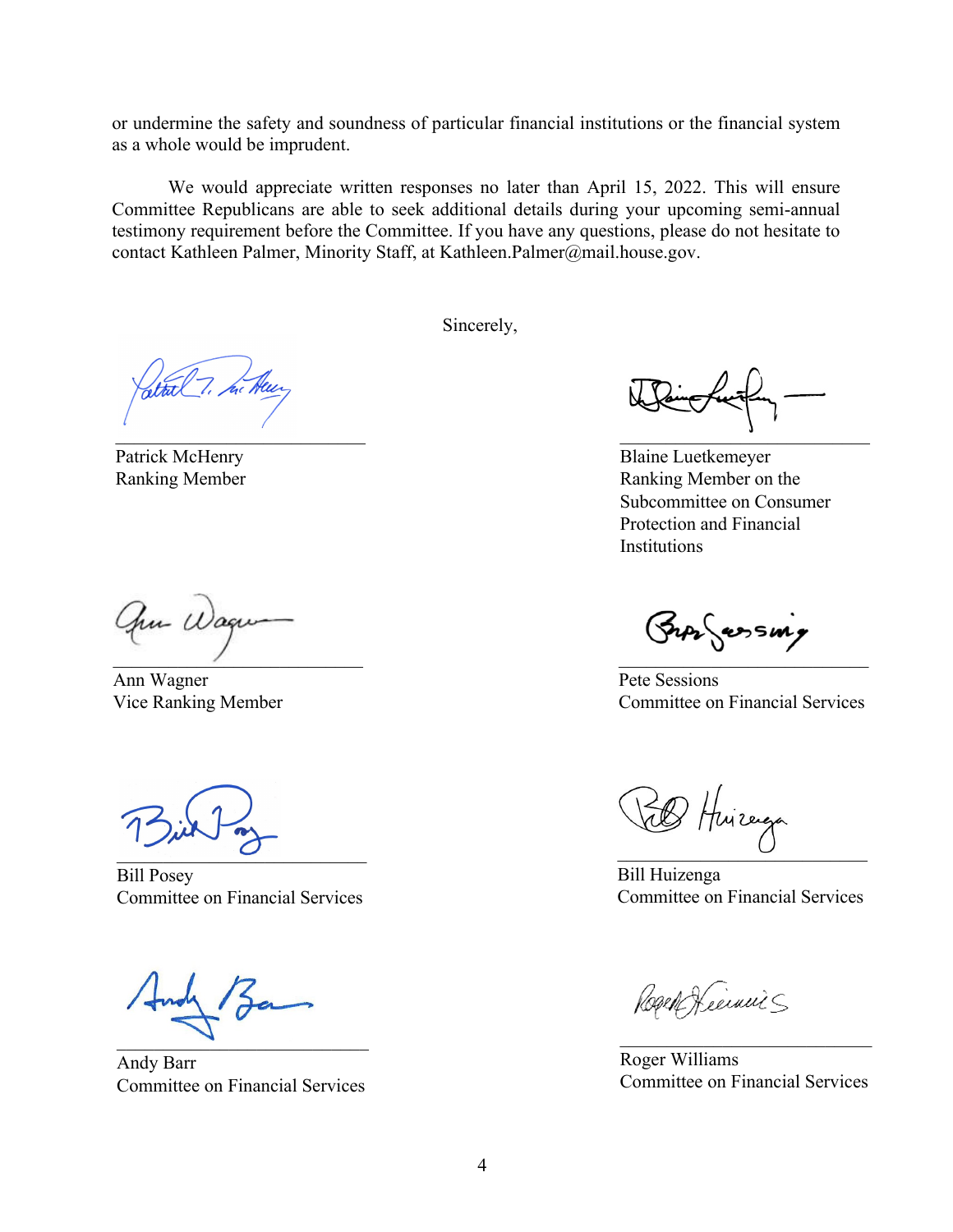or undermine the safety and soundness of particular financial institutions or the financial system as a whole would be imprudent.

We would appreciate written responses no later than April 15, 2022. This will ensure Committee Republicans are able to seek additional details during your upcoming semi-annual testimony requirement before the Committee. If you have any questions, please do not hesitate to contact Kathleen Palmer, Minority Staff, at Kathleen.Palmer@mail.house.gov.

Sincerely,

Patrick McHenry
Ranking Member

Blaine Luetkemeyer
Ranking Member on the Subcommittee on Consumer Protection and Financial Institutions

Ann Wagner
Vice Ranking Member

Pete Sessions
Committee on Financial Services

Bill Posey
Committee on Financial Services

Bill Huizenga
Committee on Financial Services

Andy Barr
Committee on Financial Services

Roger Williams
Committee on Financial Services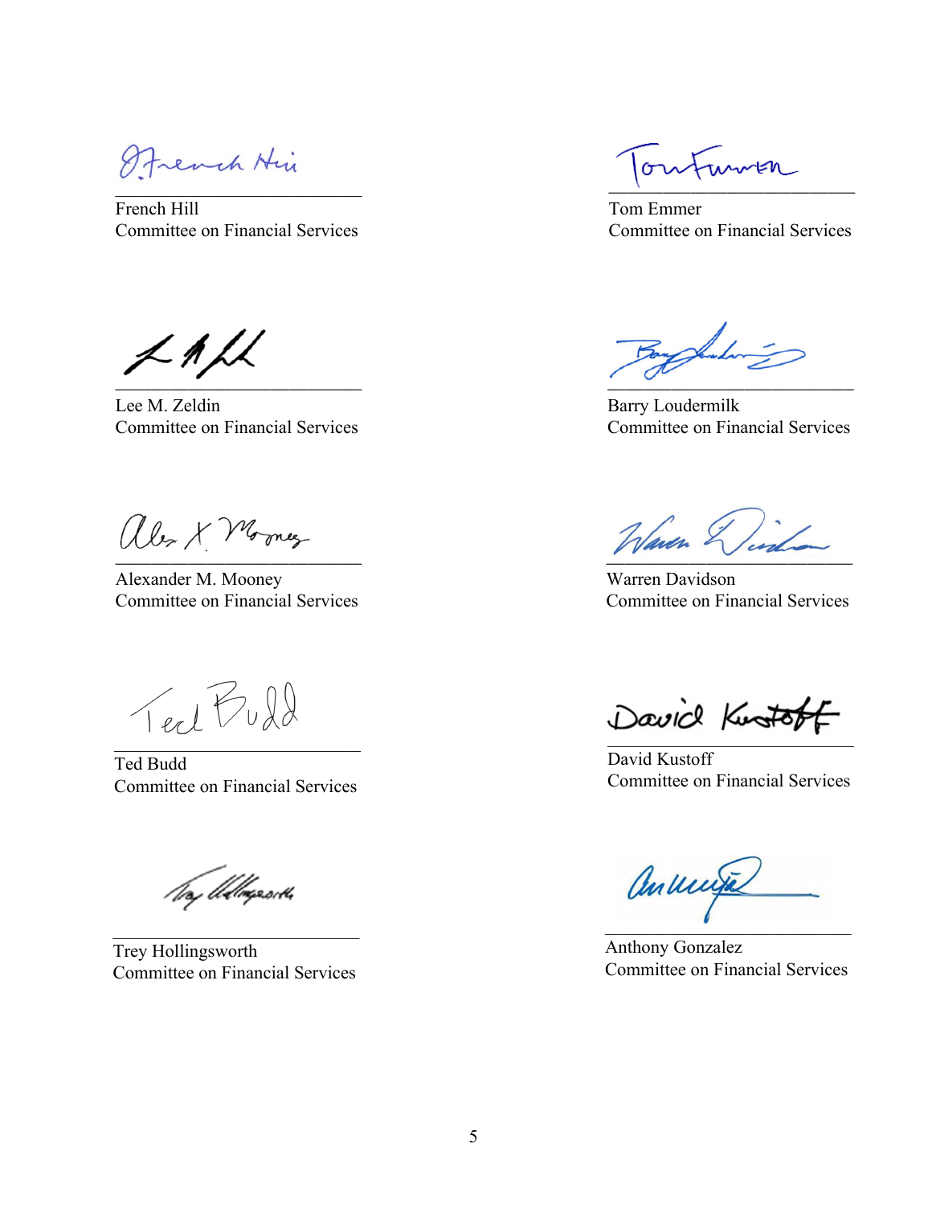French Hill
Committee on Financial Services

Tom Emmer
Committee on Financial Services

Lee M. Zeldin
Committee on Financial Services

Barry Loudermilk
Committee on Financial Services

Alexander M. Mooney
Committee on Financial Services

Warren Davidson
Committee on Financial Services

Ted Budd
Committee on Financial Services

David Kustoff
Committee on Financial Services

Trey Hollingsworth
Committee on Financial Services

Anthony Gonzalez
Committee on Financial Services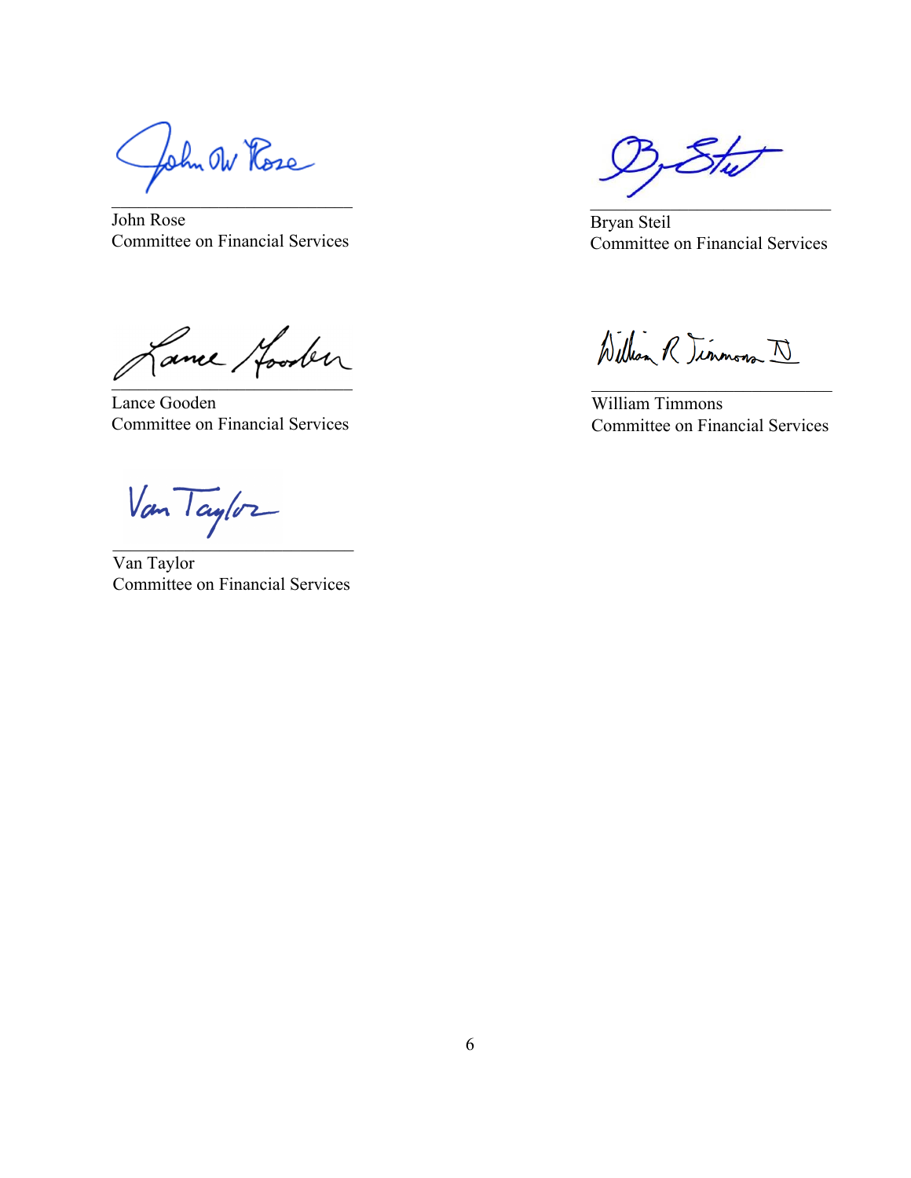John Rose
Committee on Financial Services

Bryan Steil
Committee on Financial Services

Lance Gooden
Committee on Financial Services

William Timmons
Committee on Financial Services

Van Taylor
Committee on Financial Services